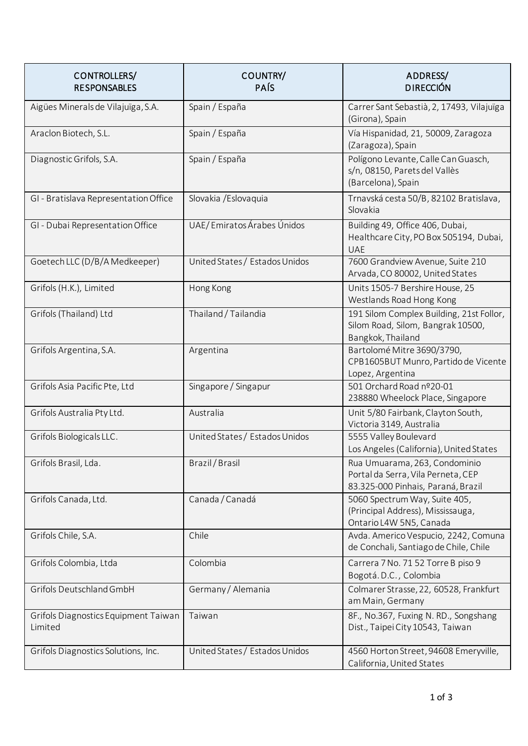| CONTROLLERS/<br>RESPONSABLES | COUNTRY/<br>PAÍS | ADDRESS/<br>DIRECCIÓN |
|---|---|---|
| Aigües Minerals de Vilajuïga, S.A. | Spain / España | Carrer Sant Sebastià, 2, 17493, Vilajuïga (Girona), Spain |
| Araclon Biotech, S.L. | Spain / España | Vía Hispanidad, 21, 50009, Zaragoza (Zaragoza), Spain |
| Diagnostic Grifols, S.A. | Spain / España | Polígono Levante, Calle Can Guasch, s/n, 08150, Parets del Vallès (Barcelona), Spain |
| GI - Bratislava Representation Office | Slovakia /Eslovaquia | Trnavská cesta 50/B, 82102 Bratislava, Slovakia |
| GI - Dubai Representation Office | UAE/ Emiratos Árabes Únidos | Building 49, Office 406, Dubai, Healthcare City, PO Box 505194, Dubai, UAE |
| Goetech LLC (D/B/A Medkeeper) | United States / Estados Unidos | 7600 Grandview Avenue, Suite 210 Arvada, CO 80002, United States |
| Grifols (H.K.), Limited | Hong Kong | Units 1505-7 Bershire House, 25 Westlands Road Hong Kong |
| Grifols (Thailand) Ltd | Thailand / Tailandia | 191 Silom Complex Building, 21st Follor, Silom Road, Silom, Bangrak 10500, Bangkok, Thailand |
| Grifols Argentina, S.A. | Argentina | Bartolomé Mitre 3690/3790, CPB1605BUT Munro, Partido de Vicente Lopez, Argentina |
| Grifols Asia Pacific Pte, Ltd | Singapore / Singapur | 501 Orchard Road nº20-01<br>238880 Wheelock Place, Singapore |
| Grifols Australia Pty Ltd. | Australia | Unit 5/80 Fairbank, Clayton South, Victoria 3149, Australia |
| Grifols Biologicals LLC. | United States / Estados Unidos | 5555 Valley Boulevard<br>Los Angeles (California), United States |
| Grifols Brasil, Lda. | Brazil / Brasil | Rua Umuarama, 263, Condominio Portal da Serra, Vila Perneta, CEP 83.325-000 Pinhais, Paraná, Brazil |
| Grifols Canada, Ltd. | Canada / Canadá | 5060 Spectrum Way, Suite 405, (Principal Address), Mississauga, Ontario L4W 5N5, Canada |
| Grifols Chile, S.A. | Chile | Avda. Americo Vespucio, 2242, Comuna de Conchali, Santiago de Chile, Chile |
| Grifols Colombia, Ltda | Colombia | Carrera 7 No. 71 52 Torre B piso 9 Bogotá. D.C. , Colombia |
| Grifols Deutschland GmbH | Germany / Alemania | Colmarer Strasse, 22, 60528, Frankfurt am Main, Germany |
| Grifols Diagnostics Equipment Taiwan Limited | Taiwan | 8F., No.367, Fuxing N. RD., Songshang Dist., Taipei City 10543, Taiwan |
| Grifols Diagnostics Solutions, Inc. | United States / Estados Unidos | 4560 Horton Street, 94608 Emeryville, California, United States |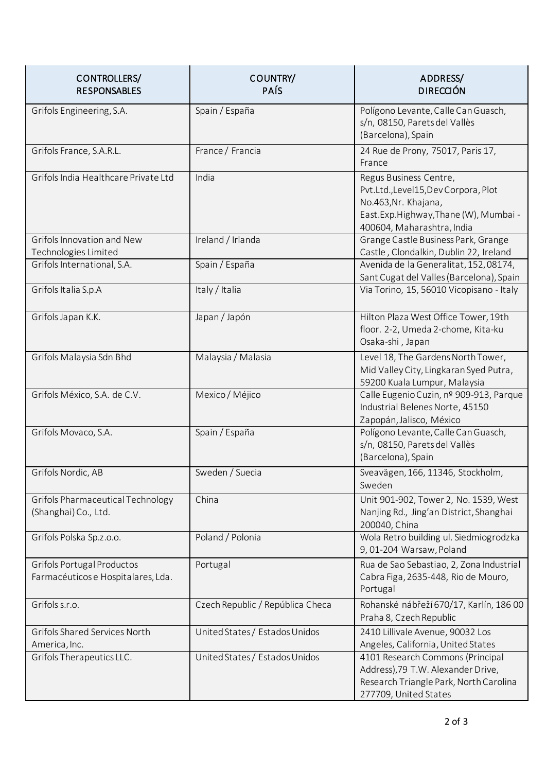| CONTROLLERS/ RESPONSABLES | COUNTRY/ PAÍS | ADDRESS/ DIRECCIÓN |
|---|---|---|
| Grifols Engineering, S.A. | Spain / España | Polígono Levante, Calle Can Guasch, s/n, 08150, Parets del Vallès (Barcelona), Spain |
| Grifols France, S.A.R.L. | France / Francia | 24 Rue de Prony, 75017, Paris 17, France |
| Grifols India Healthcare Private Ltd | India | Regus Business Centre, Pvt.Ltd.,Level15,Dev Corpora, Plot No.463,Nr. Khajana, East.Exp.Highway,Thane (W), Mumbai - 400604, Maharashtra, India |
| Grifols Innovation and New Technologies Limited | Ireland / Irlanda | Grange Castle Business Park, Grange Castle , Clondalkin, Dublin 22, Ireland |
| Grifols International, S.A. | Spain / España | Avenida de la Generalitat, 152, 08174, Sant Cugat del Valles (Barcelona), Spain |
| Grifols Italia S.p.A | Italy / Italia | Via Torino, 15, 56010 Vicopisano - Italy |
| Grifols Japan K.K. | Japan / Japón | Hilton Plaza West Office Tower, 19th floor. 2-2, Umeda 2-chome, Kita-ku Osaka-shi , Japan |
| Grifols Malaysia Sdn Bhd | Malaysia / Malasia | Level 18, The Gardens North Tower, Mid Valley City, Lingkaran Syed Putra, 59200 Kuala Lumpur, Malaysia |
| Grifols México, S.A. de C.V. | Mexico / Méjico | Calle Eugenio Cuzin, nº 909-913, Parque Industrial Belenes Norte, 45150 Zapopán, Jalisco, México |
| Grifols Movaco, S.A. | Spain / España | Polígono Levante, Calle Can Guasch, s/n, 08150, Parets del Vallès (Barcelona), Spain |
| Grifols Nordic, AB | Sweden / Suecia | Sveavägen, 166, 11346, Stockholm, Sweden |
| Grifols Pharmaceutical Technology (Shanghai) Co., Ltd. | China | Unit 901-902, Tower 2, No. 1539, West Nanjing Rd., Jing'an District, Shanghai 200040, China |
| Grifols Polska Sp.z.o.o. | Poland / Polonia | Wola Retro building ul. Siedmiogrodzka 9, 01-204 Warsaw, Poland |
| Grifols Portugal Productos Farmacéuticos e Hospitalares, Lda. | Portugal | Rua de Sao Sebastiao, 2, Zona Industrial Cabra Figa, 2635-448, Rio de Mouro, Portugal |
| Grifols s.r.o. | Czech Republic / República Checa | Rohanské nábřeží 670/17, Karlín, 186 00 Praha 8, Czech Republic |
| Grifols Shared Services North America, Inc. | United States / Estados Unidos | 2410 Lillivale Avenue, 90032 Los Angeles, California, United States |
| Grifols Therapeutics LLC. | United States / Estados Unidos | 4101 Research Commons (Principal Address),79 T.W. Alexander Drive, Research Triangle Park, North Carolina 277709, United States |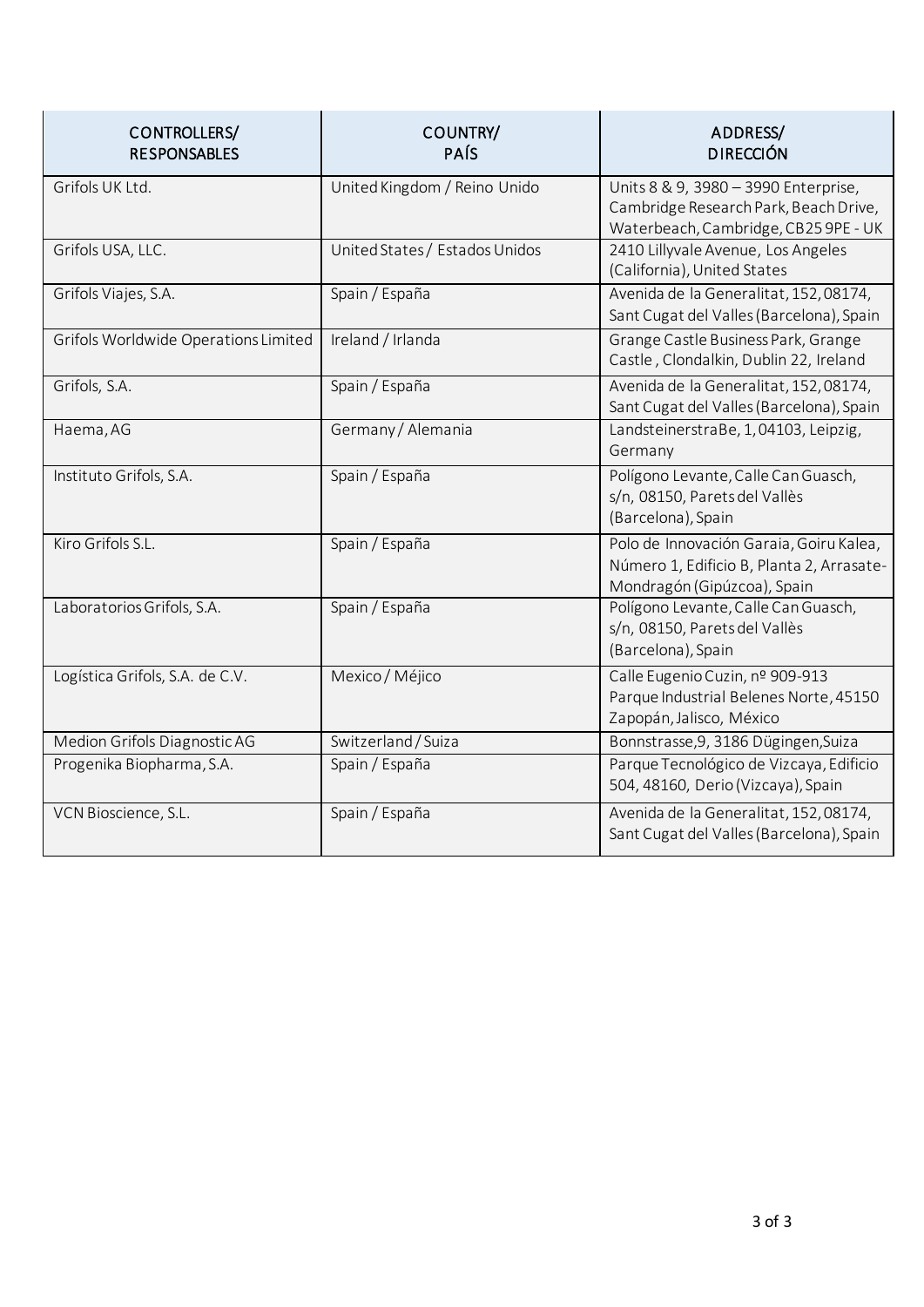| CONTROLLERS/ RESPONSABLES | COUNTRY/ PAÍS | ADDRESS/ DIRECCIÓN |
|---|---|---|
| Grifols UK Ltd. | United Kingdom / Reino Unido | Units 8 & 9, 3980 – 3990 Enterprise, Cambridge Research Park, Beach Drive, Waterbeach, Cambridge, CB25 9PE - UK |
| Grifols USA, LLC. | United States / Estados Unidos | 2410 Lillyvale Avenue, Los Angeles (California), United States |
| Grifols Viajes, S.A. | Spain / España | Avenida de la Generalitat, 152, 08174, Sant Cugat del Valles (Barcelona), Spain |
| Grifols Worldwide Operations Limited | Ireland / Irlanda | Grange Castle Business Park, Grange Castle , Clondalkin, Dublin 22, Ireland |
| Grifols, S.A. | Spain / España | Avenida de la Generalitat, 152, 08174, Sant Cugat del Valles (Barcelona), Spain |
| Haema, AG | Germany / Alemania | LandsteinerstraBe, 1, 04103, Leipzig, Germany |
| Instituto Grifols, S.A. | Spain / España | Polígono Levante, Calle Can Guasch, s/n, 08150, Parets del Vallès (Barcelona), Spain |
| Kiro Grifols S.L. | Spain / España | Polo de Innovación Garaia, Goiru Kalea, Número 1, Edificio B, Planta 2, Arrasate-Mondragón (Gipúzcoa), Spain |
| Laboratorios Grifols, S.A. | Spain / España | Polígono Levante, Calle Can Guasch, s/n, 08150, Parets del Vallès (Barcelona), Spain |
| Logística Grifols, S.A. de C.V. | Mexico / Méjico | Calle Eugenio Cuzin, nº 909-913 Parque Industrial Belenes Norte, 45150 Zapopán, Jalisco, México |
| Medion Grifols Diagnostic AG | Switzerland / Suiza | Bonnstrasse,9, 3186 Dügingen,Suiza |
| Progenika Biopharma, S.A. | Spain / España | Parque Tecnológico de Vizcaya, Edificio 504, 48160, Derio (Vizcaya), Spain |
| VCN Bioscience, S.L. | Spain / España | Avenida de la Generalitat, 152, 08174, Sant Cugat del Valles (Barcelona), Spain |